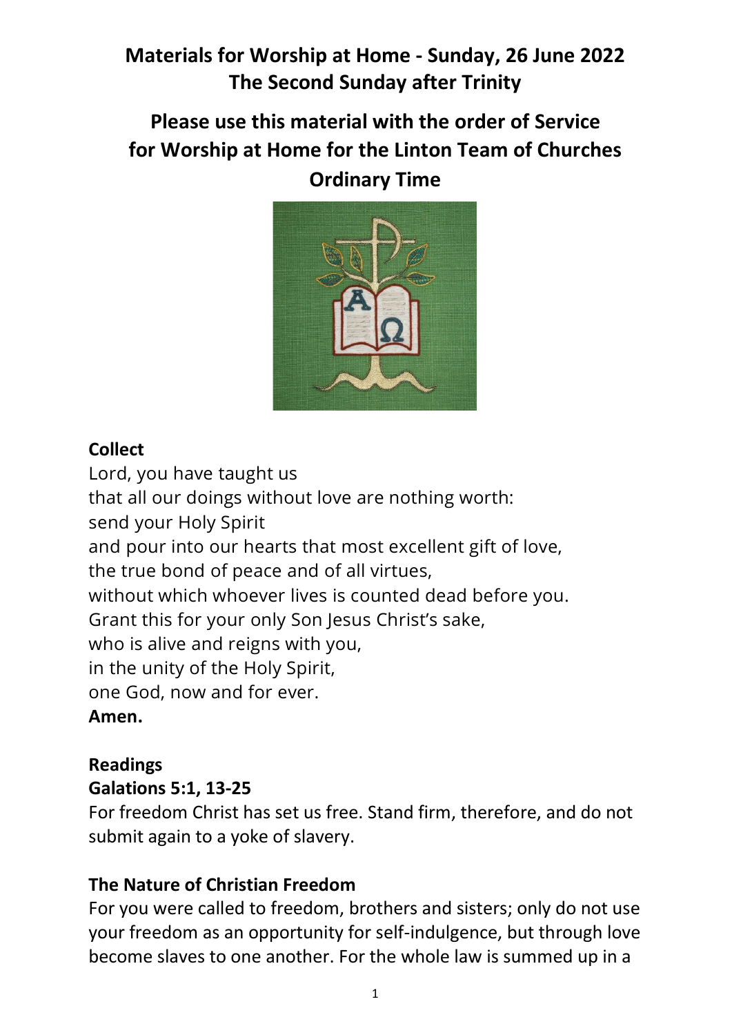# Materials for Worship at Home - Sunday, 26 June 2022
# The Second Sunday after Trinity

## Please use this material with the order of Service for Worship at Home for the Linton Team of Churches Ordinary Time

### Collect

Lord, you have taught us
that all our doings without love are nothing worth:
send your Holy Spirit
and pour into our hearts that most excellent gift of love,
the true bond of peace and of all virtues,
without which whoever lives is counted dead before you.
Grant this for your only Son Jesus Christ's sake,
who is alive and reigns with you,
in the unity of the Holy Spirit,
one God, now and for ever.
**Amen.**

### Readings

**Galatians 5:1, 13-25**

For freedom Christ has set us free. Stand firm, therefore, and do not submit again to a yoke of slavery.

**The Nature of Christian Freedom**

For you were called to freedom, brothers and sisters; only do not use your freedom as an opportunity for self-indulgence, but through love become slaves to one another. For the whole law is summed up in a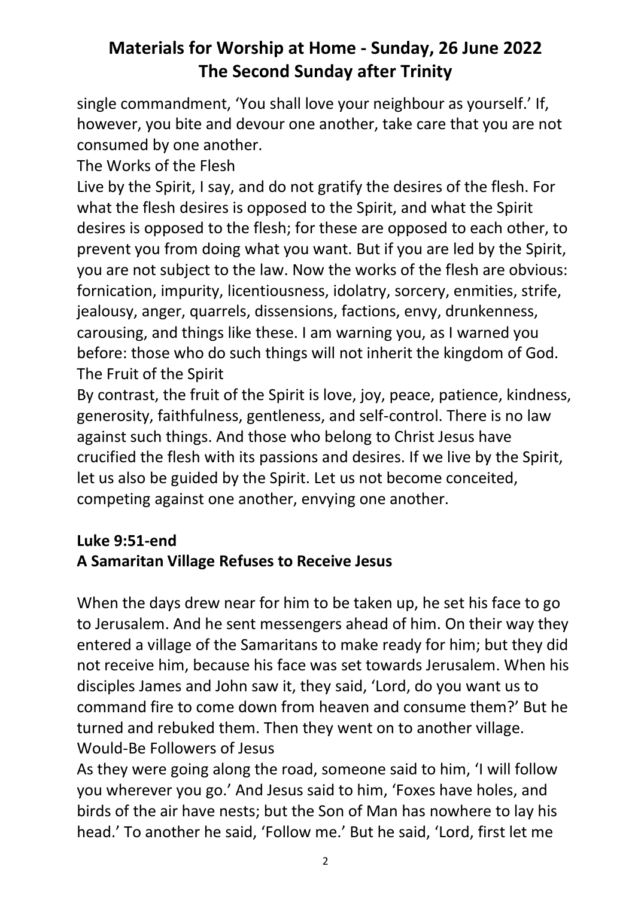single commandment, 'You shall love your neighbour as yourself.' If, however, you bite and devour one another, take care that you are not consumed by one another.

The Works of the Flesh

Live by the Spirit, I say, and do not gratify the desires of the flesh. For what the flesh desires is opposed to the Spirit, and what the Spirit desires is opposed to the flesh; for these are opposed to each other, to prevent you from doing what you want. But if you are led by the Spirit, you are not subject to the law. Now the works of the flesh are obvious: fornication, impurity, licentiousness, idolatry, sorcery, enmities, strife, jealousy, anger, quarrels, dissensions, factions, envy, drunkenness, carousing, and things like these. I am warning you, as I warned you before: those who do such things will not inherit the kingdom of God.

The Fruit of the Spirit

By contrast, the fruit of the Spirit is love, joy, peace, patience, kindness, generosity, faithfulness, gentleness, and self-control. There is no law against such things. And those who belong to Christ Jesus have crucified the flesh with its passions and desires. If we live by the Spirit, let us also be guided by the Spirit. Let us not become conceited, competing against one another, envying one another.

**Luke 9:51-end**
**A Samaritan Village Refuses to Receive Jesus**

When the days drew near for him to be taken up, he set his face to go to Jerusalem. And he sent messengers ahead of him. On their way they entered a village of the Samaritans to make ready for him; but they did not receive him, because his face was set towards Jerusalem. When his disciples James and John saw it, they said, 'Lord, do you want us to command fire to come down from heaven and consume them?' But he turned and rebuked them. Then they went on to another village.

Would-Be Followers of Jesus

As they were going along the road, someone said to him, 'I will follow you wherever you go.' And Jesus said to him, 'Foxes have holes, and birds of the air have nests; but the Son of Man has nowhere to lay his head.' To another he said, 'Follow me.' But he said, 'Lord, first let me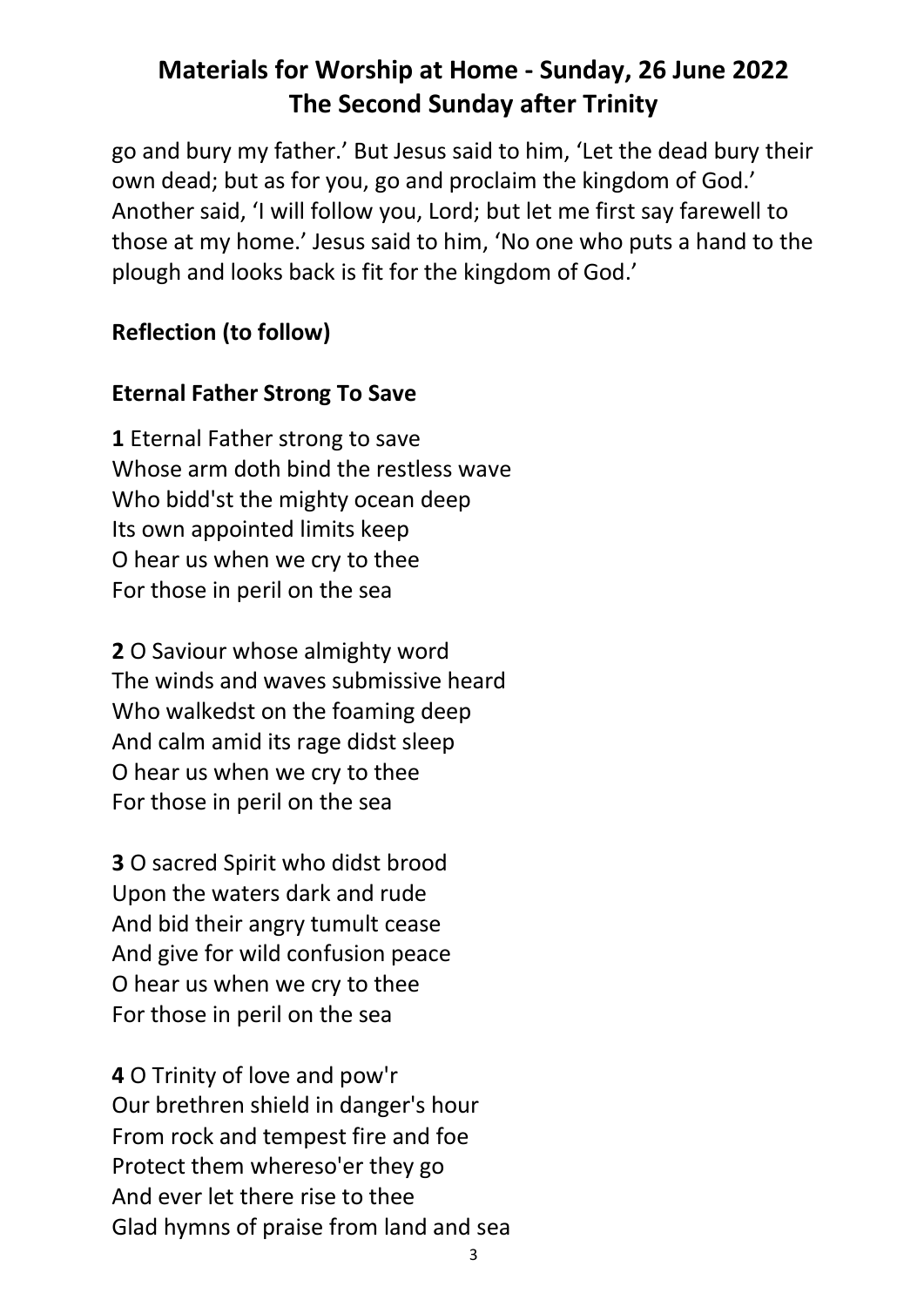go and bury my father.' But Jesus said to him, 'Let the dead bury their own dead; but as for you, go and proclaim the kingdom of God.' Another said, 'I will follow you, Lord; but let me first say farewell to those at my home.' Jesus said to him, 'No one who puts a hand to the plough and looks back is fit for the kingdom of God.'

**Reflection (to follow)**

**Eternal Father Strong To Save**

**1** Eternal Father strong to save
Whose arm doth bind the restless wave
Who bidd'st the mighty ocean deep
Its own appointed limits keep
O hear us when we cry to thee
For those in peril on the sea

**2** O Saviour whose almighty word
The winds and waves submissive heard
Who walkedst on the foaming deep
And calm amid its rage didst sleep
O hear us when we cry to thee
For those in peril on the sea

**3** O sacred Spirit who didst brood
Upon the waters dark and rude
And bid their angry tumult cease
And give for wild confusion peace
O hear us when we cry to thee
For those in peril on the sea

**4** O Trinity of love and pow'r
Our brethren shield in danger's hour
From rock and tempest fire and foe
Protect them whereso'er they go
And ever let there rise to thee
Glad hymns of praise from land and sea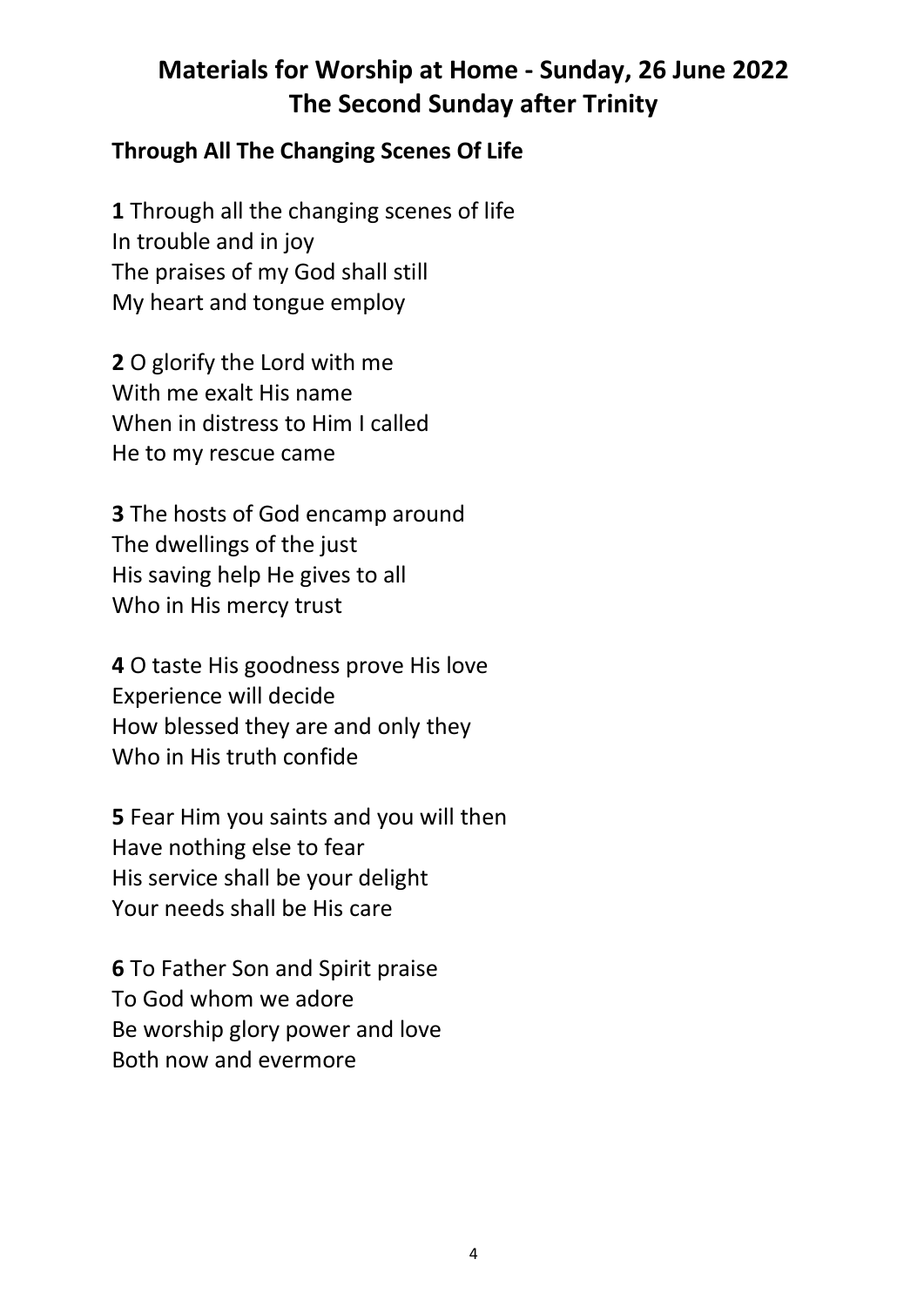# Materials for Worship at Home - Sunday, 26 June 2022
# The Second Sunday after Trinity

### Through All The Changing Scenes Of Life

**1** Through all the changing scenes of life
In trouble and in joy
The praises of my God shall still
My heart and tongue employ

**2** O glorify the Lord with me
With me exalt His name
When in distress to Him I called
He to my rescue came

**3** The hosts of God encamp around
The dwellings of the just
His saving help He gives to all
Who in His mercy trust

**4** O taste His goodness prove His love
Experience will decide
How blessed they are and only they
Who in His truth confide

**5** Fear Him you saints and you will then
Have nothing else to fear
His service shall be your delight
Your needs shall be His care

**6** To Father Son and Spirit praise
To God whom we adore
Be worship glory power and love
Both now and evermore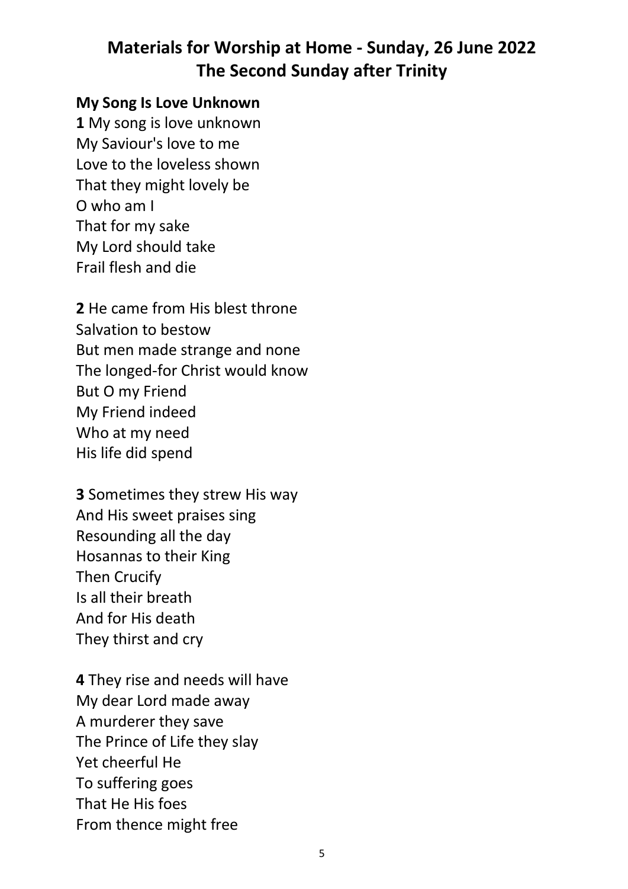# Materials for Worship at Home - Sunday, 26 June 2022
# The Second Sunday after Trinity

**My Song Is Love Unknown**

**1** My song is love unknown
My Saviour's love to me
Love to the loveless shown
That they might lovely be
O who am I
That for my sake
My Lord should take
Frail flesh and die

**2** He came from His blest throne
Salvation to bestow
But men made strange and none
The longed-for Christ would know
But O my Friend
My Friend indeed
Who at my need
His life did spend

**3** Sometimes they strew His way
And His sweet praises sing
Resounding all the day
Hosannas to their King
Then Crucify
Is all their breath
And for His death
They thirst and cry

**4** They rise and needs will have
My dear Lord made away
A murderer they save
The Prince of Life they slay
Yet cheerful He
To suffering goes
That He His foes
From thence might free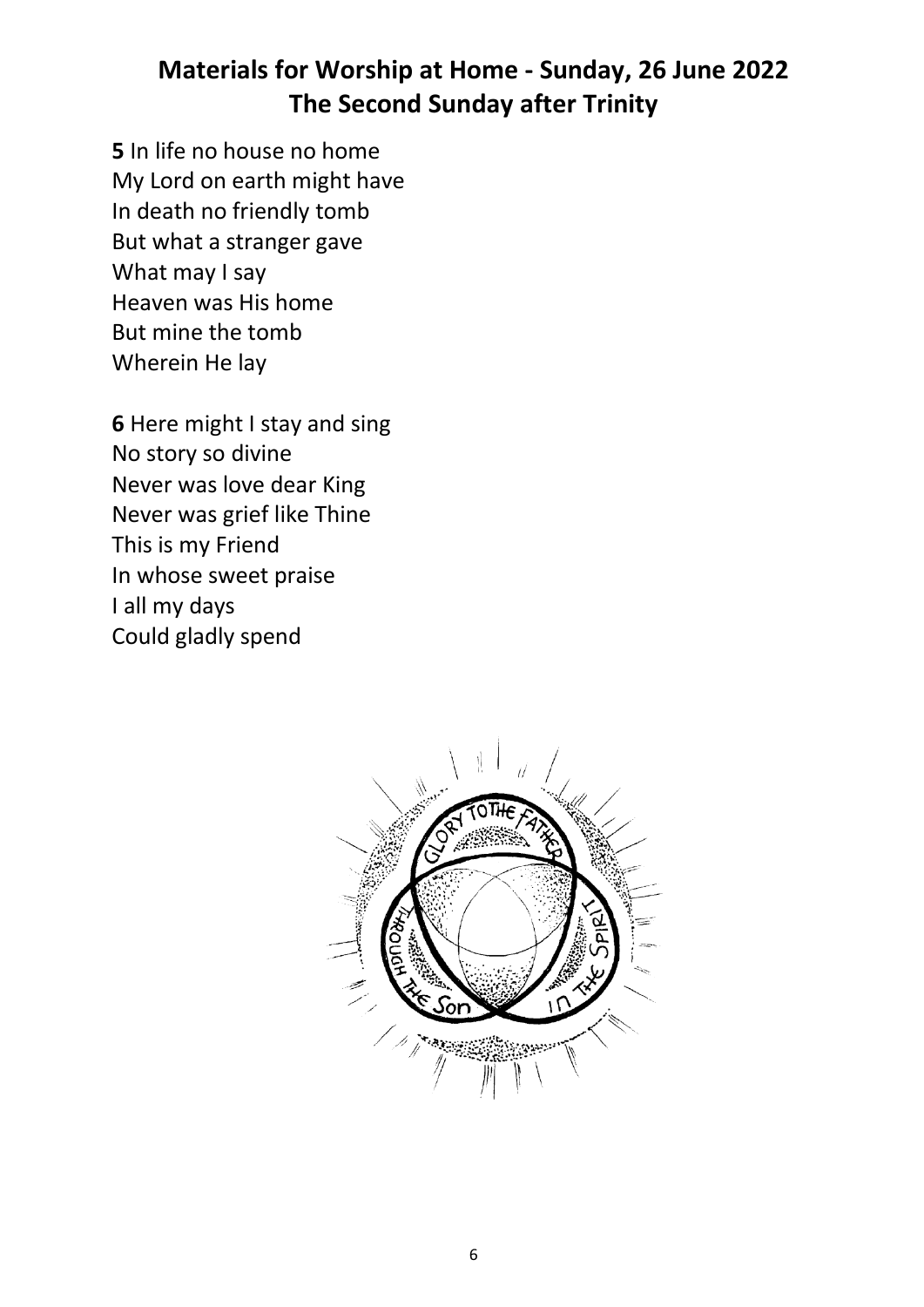# Materials for Worship at Home - Sunday, 26 June 2022
## The Second Sunday after Trinity

**5** In life no house no home
My Lord on earth might have
In death no friendly tomb
But what a stranger gave
What may I say
Heaven was His home
But mine the tomb
Wherein He lay

**6** Here might I stay and sing
No story so divine
Never was love dear King
Never was grief like Thine
This is my Friend
In whose sweet praise
I all my days
Could gladly spend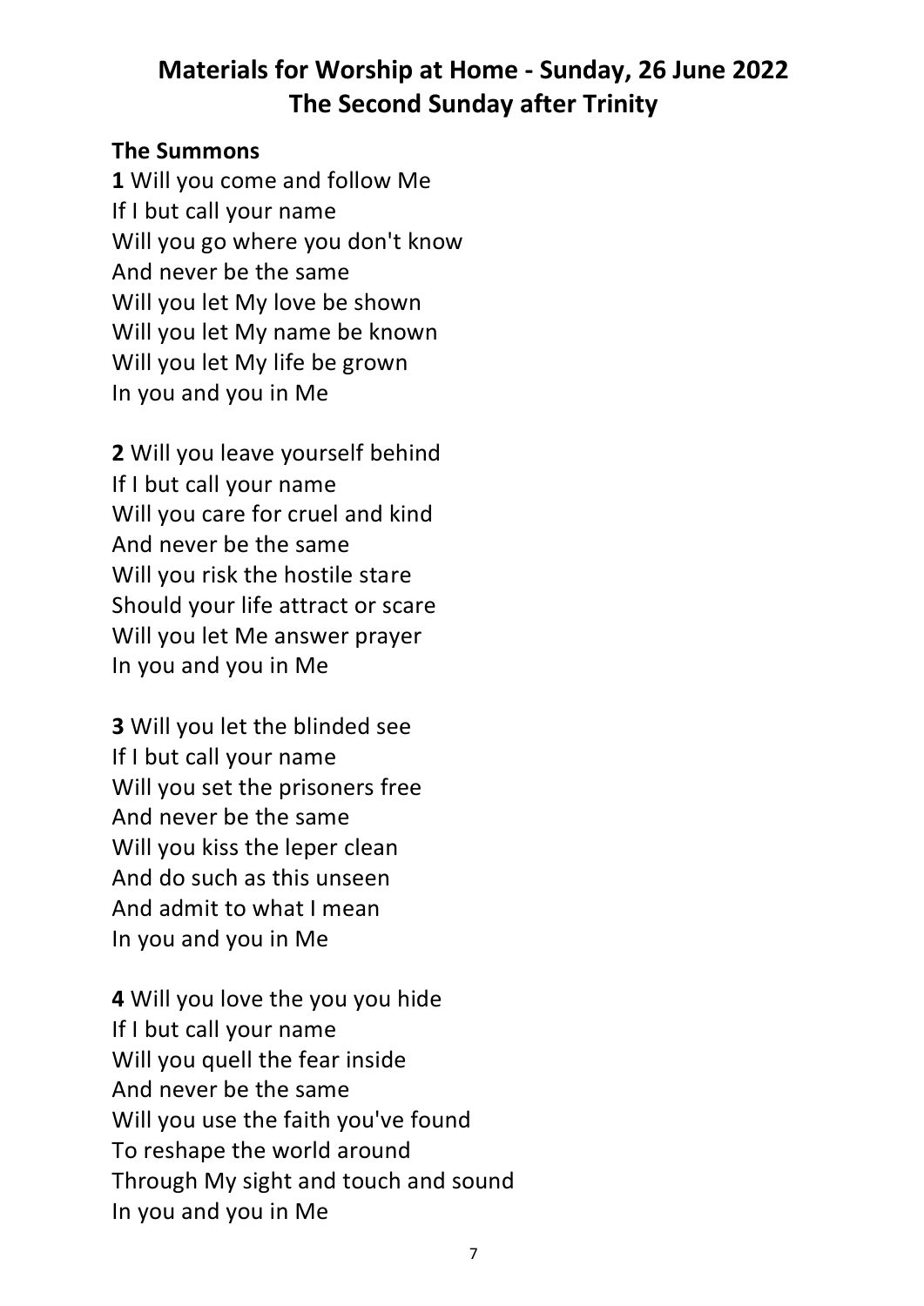# Materials for Worship at Home - Sunday, 26 June 2022
# The Second Sunday after Trinity

**The Summons**

**1** Will you come and follow Me
If I but call your name
Will you go where you don't know
And never be the same
Will you let My love be shown
Will you let My name be known
Will you let My life be grown
In you and you in Me

**2** Will you leave yourself behind
If I but call your name
Will you care for cruel and kind
And never be the same
Will you risk the hostile stare
Should your life attract or scare
Will you let Me answer prayer
In you and you in Me

**3** Will you let the blinded see
If I but call your name
Will you set the prisoners free
And never be the same
Will you kiss the leper clean
And do such as this unseen
And admit to what I mean
In you and you in Me

**4** Will you love the you you hide
If I but call your name
Will you quell the fear inside
And never be the same
Will you use the faith you've found
To reshape the world around
Through My sight and touch and sound
In you and you in Me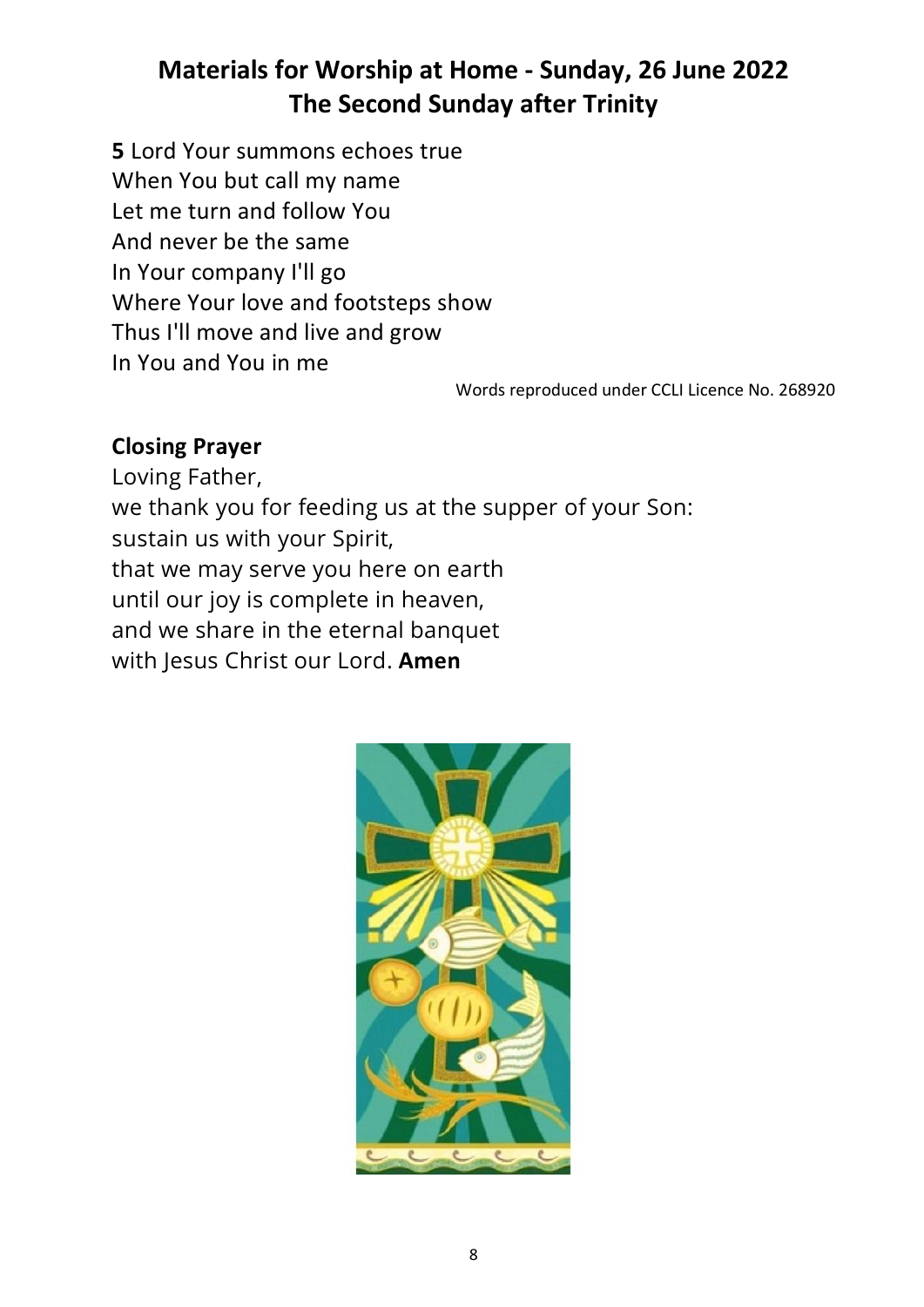# Materials for Worship at Home - Sunday, 26 June 2022
## The Second Sunday after Trinity

**5** Lord Your summons echoes true
When You but call my name
Let me turn and follow You
And never be the same
In Your company I'll go
Where Your love and footsteps show
Thus I'll move and live and grow
In You and You in me

Words reproduced under CCLI Licence No. 268920

**Closing Prayer**

Loving Father,
we thank you for feeding us at the supper of your Son:
sustain us with your Spirit,
that we may serve you here on earth
until our joy is complete in heaven,
and we share in the eternal banquet
with Jesus Christ our Lord. **Amen**